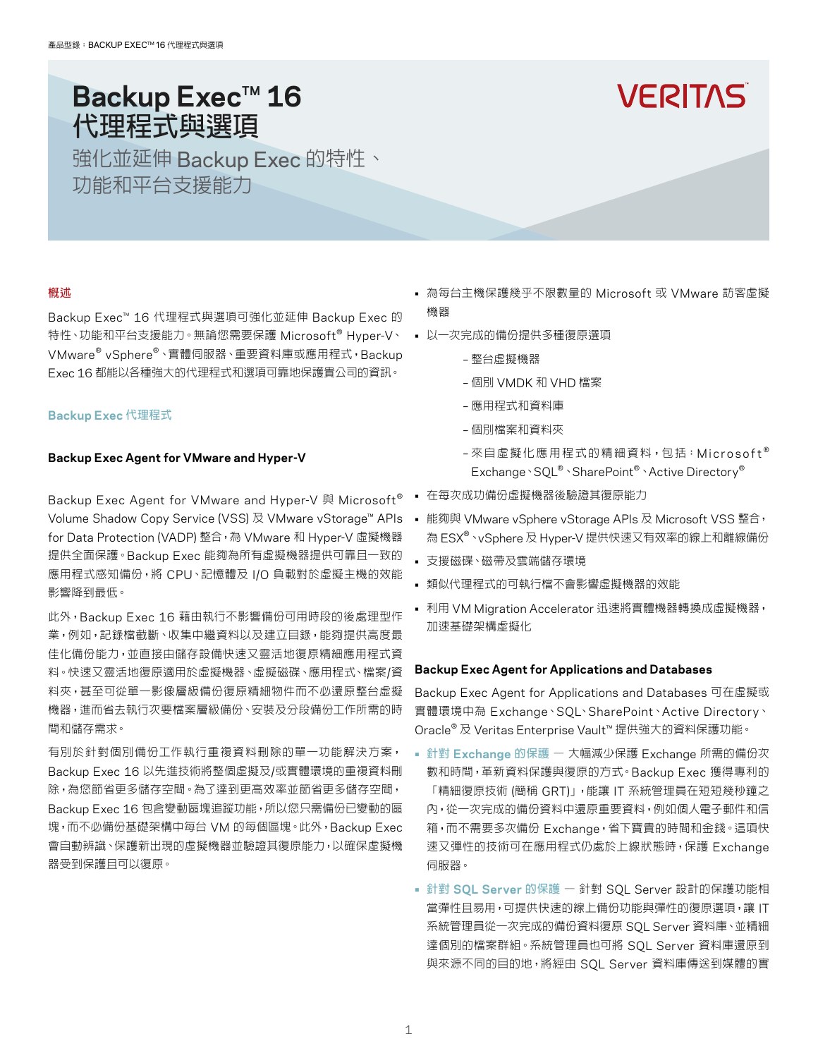# Backup Exec™ 16
# 代理程式與選項

強化並延伸 Backup Exec 的特性、功能和平台支援能力

VERITAS

## 概述

Backup Exec™ 16 代理程式與選項可強化並延伸 Backup Exec 的特性、功能和平台支援能力。無論您需要保護 Microsoft® Hyper-V、VMware® vSphere®、實體伺服器、重要資料庫或應用程式，Backup Exec 16 都能以各種強大的代理程式和選項可靠地保護貴公司的資訊。

## Backup Exec 代理程式

### Backup Exec Agent for VMware and Hyper-V

Backup Exec Agent for VMware and Hyper-V 與 Microsoft® Volume Shadow Copy Service (VSS) 及 VMware vStorage™ APIs for Data Protection (VADP) 整合，為 VMware 和 Hyper-V 虛擬機器提供全面保護。Backup Exec 能夠為所有虛擬機器提供可靠且一致的應用程式感知備份，將 CPU、記憶體及 I/O 負載對於虛擬主機的效能影響降到最低。

此外，Backup Exec 16 藉由執行不影響備份可用時段的後處理型作業，例如，記錄檔截斷、收集中繼資料以及建立目錄，能夠提供高度最佳化備份能力，並直接由儲存設備快速又靈活地復原精細應用程式資料。快速又靈活地復原適用於虛擬機器、虛擬磁碟、應用程式、檔案/資料夾，甚至可從單一影像層級備份復原精細物件而不必還原整台虛擬機器，進而省去執行次要檔案層級備份、安裝及分段備份工作所需的時間和儲存需求。

有別於針對個別備份工作執行重複資料刪除的單一功能解決方案，Backup Exec 16 以先進技術將整個虛擬及/或實體環境的重複資料刪除，為您節省更多儲存空間。為了達到更高效率並節省更多儲存空間，Backup Exec 16 包含變動區塊追蹤功能，所以您只需備份已變動的區塊，而不必備份基礎架構中每台 VM 的每個區塊。此外，Backup Exec 會自動辨識、保護新出現的虛擬機器並驗證其復原能力，以確保虛擬機器受到保護且可以復原。

- 為每台主機保護幾乎不限數量的 Microsoft 或 VMware 訪客虛擬機器
- 以一次完成的備份提供多種復原選項
  - 整台虛擬機器
  - 個別 VMDK 和 VHD 檔案
  - 應用程式和資料庫
  - 個別檔案和資料夾
  - 來自虛擬化應用程式的精細資料，包括：Microsoft® Exchange、SQL®、SharePoint®、Active Directory®
- 在每次成功備份虛擬機器後驗證其復原能力
- 能夠與 VMware vSphere vStorage APIs 及 Microsoft VSS 整合，為 ESX®、vSphere 及 Hyper-V 提供快速又有效率的線上和離線備份
- 支援磁碟、磁帶及雲端儲存環境
- 類似代理程式的可執行檔不會影響虛擬機器的效能
- 利用 VM Migration Accelerator 迅速將實體機器轉換成虛擬機器，加速基礎架構虛擬化

### Backup Exec Agent for Applications and Databases

Backup Exec Agent for Applications and Databases 可在虛擬或實體環境中為 Exchange、SQL、SharePoint、Active Directory、Oracle® 及 Veritas Enterprise Vault™ 提供強大的資料保護功能。

- **針對 Exchange 的保護** — 大幅減少保護 Exchange 所需的備份次數和時間，革新資料保護與復原的方式。Backup Exec 獲得專利的「精細復原技術 (簡稱 GRT)」，能讓 IT 系統管理員在短短幾秒鐘之內，從一次完成的備份資料中還原重要資料，例如個人電子郵件和信箱，而不需要多次備份 Exchange，省下寶貴的時間和金錢。這項快速又彈性的技術可在應用程式仍處於上線狀態時，保護 Exchange 伺服器。
- **針對 SQL Server 的保護** — 針對 SQL Server 設計的保護功能相當彈性且易用，可提供快速的線上備份功能與彈性的復原選項，讓 IT 系統管理員從一次完成的備份資料復原 SQL Server 資料庫、並精細達個別的檔案群組。系統管理員也可將 SQL Server 資料庫還原到與來源不同的目的地，將經由 SQL Server 資料庫傳送到媒體的實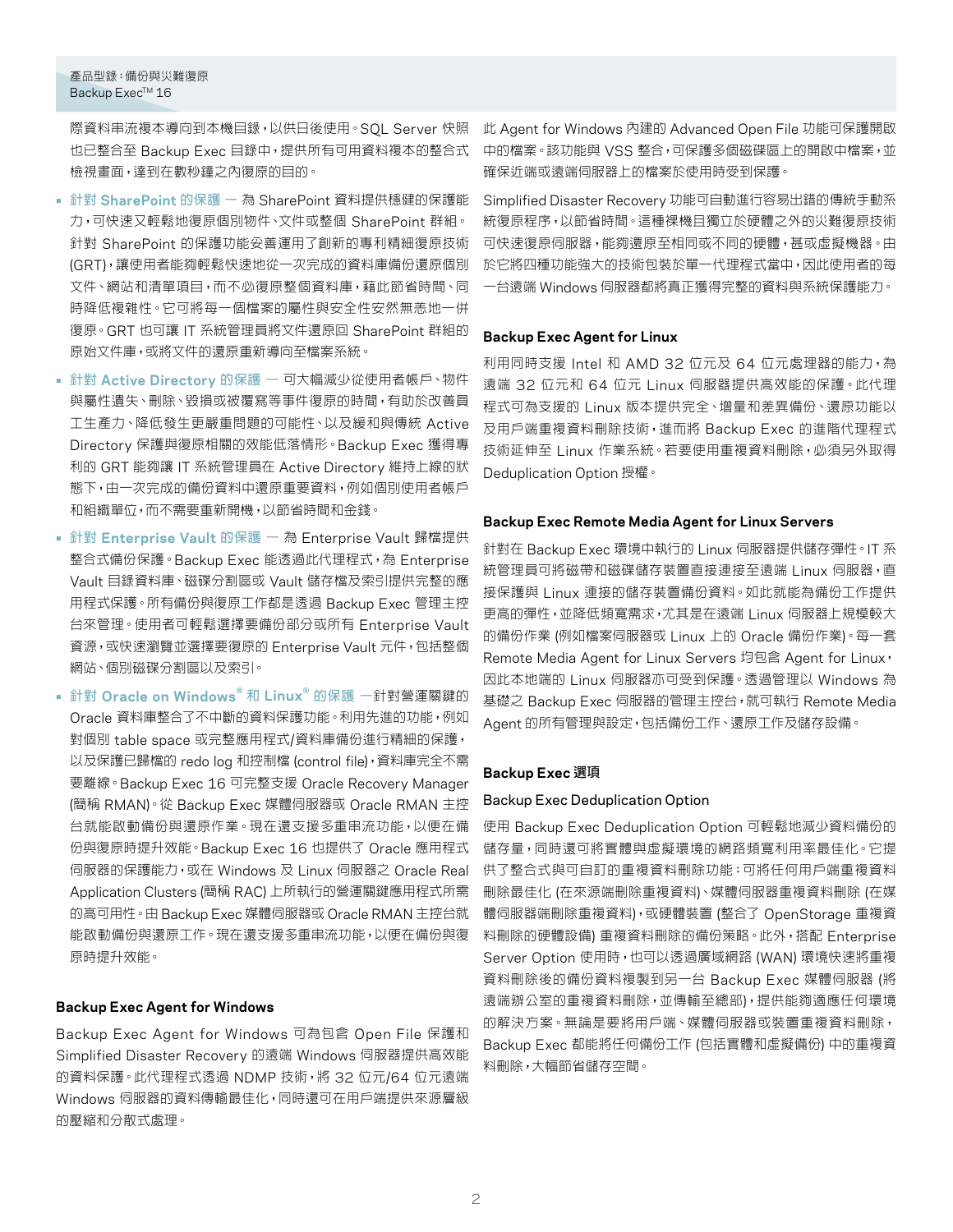際資料串流複本導向到本機目錄，以供日後使用。SQL Server 快照也已整合至 Backup Exec 目錄中，提供所有可用資料複本的整合式檢視畫面，達到在數秒鐘之內復原的目的。

- **針對 SharePoint 的保護** — 為 SharePoint 資料提供穩健的保護能力，可快速又輕鬆地復原個別物件、文件或整個 SharePoint 群組。針對 SharePoint 的保護功能妥善運用了創新的專利精細復原技術 (GRT)，讓使用者能夠輕鬆快速地從一次完成的資料庫備份還原個別文件、網站和清單項目，而不必復原整個資料庫，藉此節省時間、同時降低複雜性。它可將每一個檔案的屬性與安全性安然無恙地一併復原。GRT 也可讓 IT 系統管理員將文件還原回 SharePoint 群組的原始文件庫，或將文件的還原重新導向至檔案系統。
- **針對 Active Directory 的保護** — 可大幅減少從使用者帳戶、物件與屬性遺失、刪除、毀損或被竄寫等事件復原的時間，有助於改善員工生產力、降低發生更嚴重問題的可能性、以及緩和與傳統 Active Directory 保護與復原相關的效能低落情形。Backup Exec 獲得專利的 GRT 能夠讓 IT 系統管理員在 Active Directory 維持上線的狀態下，由一次完成的備份資料中還原重要資料，例如個別使用者帳戶和組織單位，而不需要重新開機，以節省時間和金錢。
- **針對 Enterprise Vault 的保護** — 為 Enterprise Vault 歸檔提供整合式備份保護。Backup Exec 能透過此代理程式，為 Enterprise Vault 目錄資料庫、磁碟分割區或 Vault 儲存檔及索引提供完整的應用程式保護。所有備份與復原工作都是透過 Backup Exec 管理主控台來管理。使用者可輕鬆選擇要備份部分或所有 Enterprise Vault 資源，或快速瀏覽並選擇要復原的 Enterprise Vault 元件，包括整個網站、個別磁碟分割區以及索引。
- **針對 Oracle on Windows® 和 Linux® 的保護** —針對營運關鍵的 Oracle 資料庫整合了不中斷的資料保護功能。利用先進的功能，例如對個別 table space 或完整應用程式/資料庫備份進行精細的保護，以及保護已歸檔的 redo log 和控制檔 (control file)，資料庫完全不需要離線。Backup Exec 16 可完整支援 Oracle Recovery Manager (簡稱 RMAN)。從 Backup Exec 媒體伺服器或 Oracle RMAN 主控台就能啟動備份與還原作業。現在還支援多重串流功能，以便在備份與復原時提升效能。Backup Exec 16 也提供了 Oracle 應用程式伺服器的保護能力，或在 Windows 及 Linux 伺服器之 Oracle Real Application Clusters (簡稱 RAC) 上所執行的營運關鍵應用程式所需的高可用性。由 Backup Exec 媒體伺服器或 Oracle RMAN 主控台就能啟動備份與還原工作。現在還支援多重串流功能，以便在備份與復原時提升效能。

### Backup Exec Agent for Windows

Backup Exec Agent for Windows 可為包含 Open File 保護和 Simplified Disaster Recovery 的遠端 Windows 伺服器提供高效能的資料保護。此代理程式透過 NDMP 技術，將 32 位元/64 位元遠端 Windows 伺服器的資料傳輸最佳化，同時還可在用戶端提供來源層級的壓縮和分散式處理。

此 Agent for Windows 內建的 Advanced Open File 功能可保護開啟中的檔案。該功能與 VSS 整合，可保護多個磁碟區上的開啟中檔案，並確保近端或遠端伺服器上的檔案於使用時受到保護。

Simplified Disaster Recovery 功能可自動進行容易出錯的傳統手動系統復原程序，以節省時間。這種裸機且獨立於硬體之外的災難復原技術可快速復原伺服器，能夠還原至相同或不同的硬體，甚或虛擬機器。由於它將四種功能強大的技術包裝於單一代理程式當中，因此使用者的每一台遠端 Windows 伺服器都將真正獲得完整的資料與系統保護能力。

### Backup Exec Agent for Linux

利用同時支援 Intel 和 AMD 32 位元及 64 位元處理器的能力，為遠端 32 位元和 64 位元 Linux 伺服器提供高效能的保護。此代理程式可為支援的 Linux 版本提供完全、增量和差異備份、還原功能以及用戶端重複資料刪除技術，進而將 Backup Exec 的進階代理程式技術延伸至 Linux 作業系統。若要使用重複資料刪除，必須另外取得 Deduplication Option 授權。

### Backup Exec Remote Media Agent for Linux Servers

針對在 Backup Exec 環境中執行的 Linux 伺服器提供儲存彈性。IT 系統管理員可將磁帶和磁碟儲存裝置直接連接至遠端 Linux 伺服器，直接保護與 Linux 連接的儲存裝置備份資料。如此就能為備份工作提供更高的彈性，並降低頻寬需求，尤其是在遠端 Linux 伺服器上規模較大的備份作業 (例如檔案伺服器或 Linux 上的 Oracle 備份作業)。每一套 Remote Media Agent for Linux Servers 均包含 Agent for Linux，因此本地端的 Linux 伺服器亦可受到保護。透過管理以 Windows 為基礎之 Backup Exec 伺服器的管理主控台，就可執行 Remote Media Agent 的所有管理與設定，包括備份工作、還原工作及儲存設備。

### Backup Exec 選項

#### Backup Exec Deduplication Option

使用 Backup Exec Deduplication Option 可輕鬆地減少資料備份的儲存量，同時還可將實體與虛擬環境的網路頻寬利用率最佳化。它提供了整合式與可自訂的重複資料刪除功能；可將任何用戶端重複資料刪除最佳化 (在來源端刪除重複資料)、媒體伺服器重複資料刪除 (在媒體伺服器端刪除重複資料)，或硬體裝置 (整合了 OpenStorage 重複資料刪除的硬體設備) 重複資料刪除的備份策略。此外，搭配 Enterprise Server Option 使用時，也可以透過廣域網路 (WAN) 環境快速將重複資料刪除後的備份資料複製到另一台 Backup Exec 媒體伺服器 (將遠端辦公室的重複資料刪除，並傳輸至總部)，提供能夠適應任何環境的解決方案。無論是要將用戶端、媒體伺服器或裝置重複資料刪除，Backup Exec 都能將任何備份工作 (包括實體和虛擬備份) 中的重複資料刪除，大幅節省儲存空間。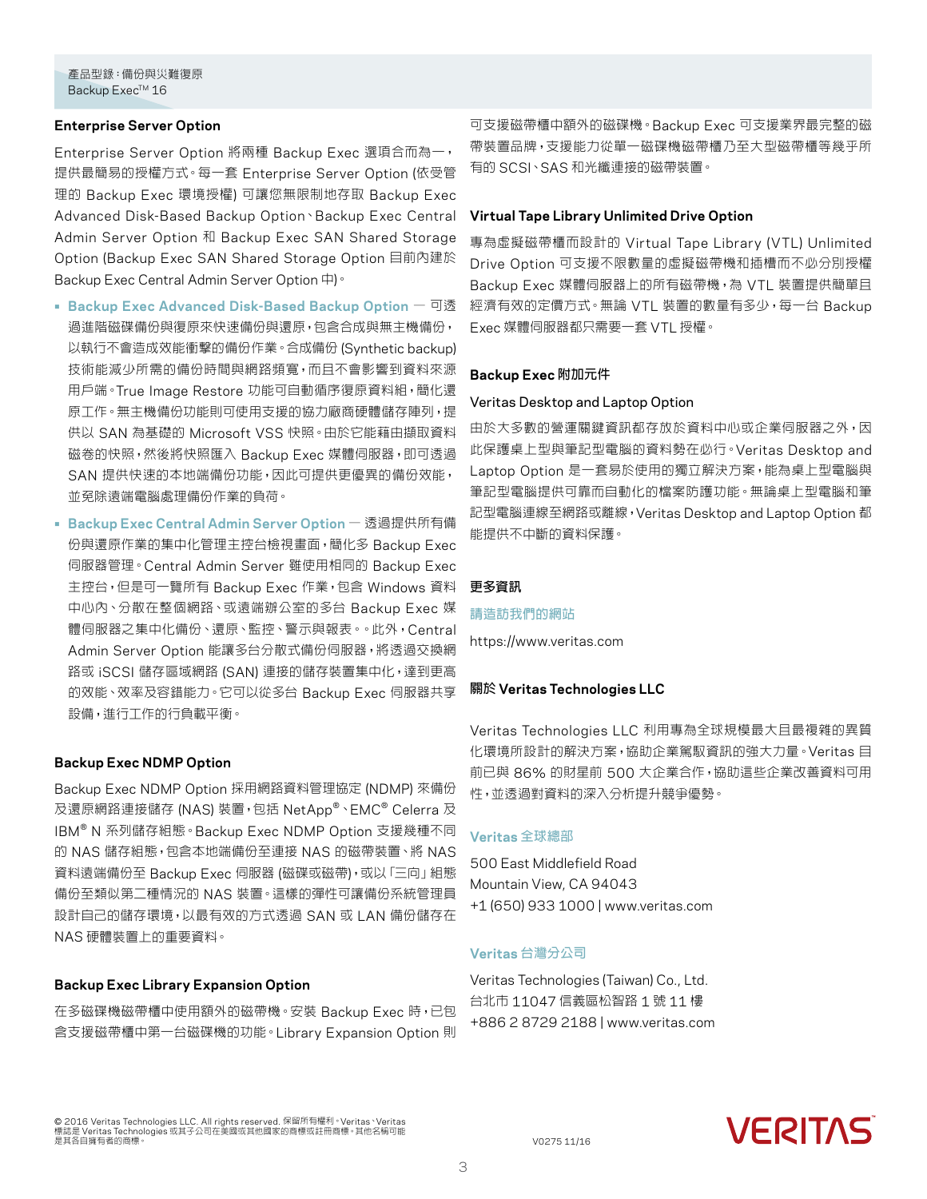## Enterprise Server Option

Enterprise Server Option 將兩種 Backup Exec 選項合而為一，提供最簡易的授權方式。每一套 Enterprise Server Option (依受管理的 Backup Exec 環境授權) 可讓您無限制地存取 Backup Exec Advanced Disk-Based Backup Option、Backup Exec Central Admin Server Option 和 Backup Exec SAN Shared Storage Option (Backup Exec SAN Shared Storage Option 目前內建於 Backup Exec Central Admin Server Option 中)。

- **Backup Exec Advanced Disk-Based Backup Option** — 可透過進階磁碟備份與復原來快速備份與還原，包含合成與無主機備份，以執行不會造成效能衝擊的備份作業。合成備份 (Synthetic backup) 技術能減少所需的備份時間與網路頻寬，而且不會影響到資料來源用戶端。True Image Restore 功能可自動循序復原資料組，簡化還原工作。無主機備份功能則可使用支援的協力廠商硬體儲存陣列，提供以 SAN 為基礎的 Microsoft VSS 快照。由於它能藉由擷取資料磁卷的快照，然後將快照匯入 Backup Exec 媒體伺服器，即可透過 SAN 提供快速的本地端備份功能，因此可提供更優異的備份效能，並免除遠端電腦處理備份作業的負荷。
- **Backup Exec Central Admin Server Option** — 透過提供所有備份與還原作業的集中化管理主控台檢視畫面，簡化多 Backup Exec 伺服器管理。Central Admin Server 雖使用相同的 Backup Exec 主控台，但是可一覽所有 Backup Exec 作業，包含 Windows 資料中心內、分散在整個網路、或遠端辦公室的多台 Backup Exec 媒體伺服器之集中化備份、還原、監控、警示與報表。。此外，Central Admin Server Option 能讓多台分散式備份伺服器，將透過交換網路或 iSCSI 儲存區域網路 (SAN) 連接的儲存裝置集中化，達到更高的效能、效率及容錯能力。它可以從多台 Backup Exec 伺服器共享設備，進行工作的負載平衡。

## Backup Exec NDMP Option

Backup Exec NDMP Option 採用網路資料管理協定 (NDMP) 來備份及還原網路連接儲存 (NAS) 裝置，包括 NetApp®、EMC® Celerra 及 IBM® N 系列儲存組態。Backup Exec NDMP Option 支援幾種不同的 NAS 儲存組態，包含本地端備份至連接 NAS 的磁帶裝置、將 NAS 資料遠端備份至 Backup Exec 伺服器 (磁碟或磁帶)，或以「三向」組態備份至類似第二種情況的 NAS 裝置。這樣的彈性可讓備份系統管理員設計自己的儲存環境，以最有效的方式透過 SAN 或 LAN 備份儲存在 NAS 硬體裝置上的重要資料。

## Backup Exec Library Expansion Option

在多磁碟機磁帶櫃中使用額外的磁帶機。安裝 Backup Exec 時，已包含支援磁帶櫃中第一台磁碟機的功能。Library Expansion Option 則可支援磁帶櫃中額外的磁碟機。Backup Exec 可支援業界最完整的磁帶裝置品牌，支援能力從單一磁碟機磁帶櫃乃至大型磁帶櫃等幾乎所有的 SCSI、SAS 和光纖連接的磁帶裝置。

## Virtual Tape Library Unlimited Drive Option

專為虛擬磁帶櫃而設計的 Virtual Tape Library (VTL) Unlimited Drive Option 可支援不限數量的虛擬磁帶機和插槽而不必分別授權 Backup Exec 媒體伺服器上的所有磁帶機，為 VTL 裝置提供簡單且經濟有效的定價方式。無論 VTL 裝置的數量有多少，每一台 Backup Exec 媒體伺服器都只需要一套 VTL 授權。

## Backup Exec 附加元件

### Veritas Desktop and Laptop Option

由於大多數的營運關鍵資訊都存放於資料中心或企業伺服器之外，因此保護桌上型與筆記型電腦的資料勢在必行。Veritas Desktop and Laptop Option 是一套易於使用的獨立解決方案，能為桌上型電腦與筆記型電腦提供可靠而自動化的檔案防護功能。無論桌上型電腦和筆記型電腦連線至網路或離線，Veritas Desktop and Laptop Option 都能提供不中斷的資料保護。

## 更多資訊

**請造訪我們的網站**

https://www.veritas.com

## 關於 Veritas Technologies LLC

Veritas Technologies LLC 利用專為全球規模最大且最複雜的異質化環境所設計的解決方案，協助企業駕馭資訊的強大力量。Veritas 目前已與 86% 的財星前 500 大企業合作，協助這些企業改善資料可用性，並透過對資料的深入分析提升競爭優勢。

**Veritas 全球總部**

500 East Middlefield Road
Mountain View, CA 94043
+1 (650) 933 1000 | www.veritas.com

**Veritas 台灣分公司**

Veritas Technologies (Taiwan) Co., Ltd.
台北市 11047 信義區松智路 1 號 11 樓
+886 2 8729 2188 | www.veritas.com

© 2016 Veritas Technologies LLC. All rights reserved. 保留所有權利。Veritas、Veritas 標誌是 Veritas Technologies 或其子公司在美國或其他國家的商標或註冊商標。其他名稱可能是其各自擁有者的商標。

V0275 11/16